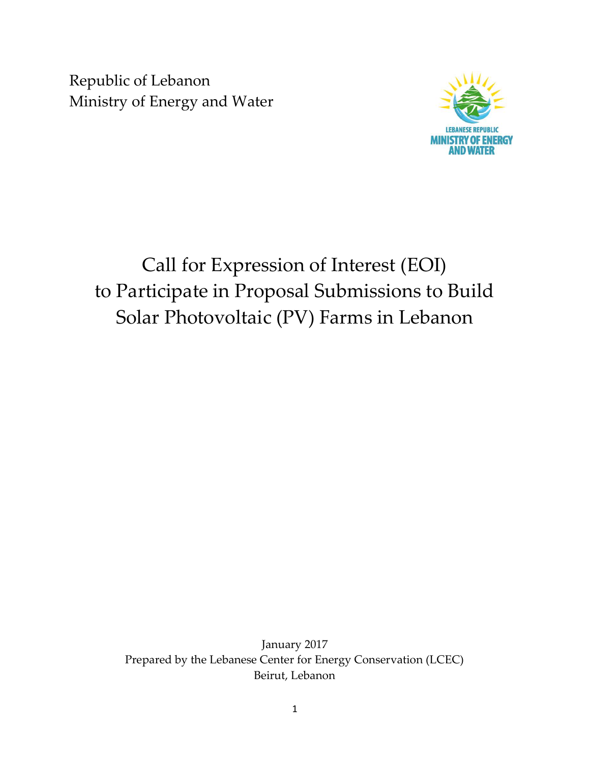Republic of Lebanon
Ministry of Energy and Water

LEBANESE REPUBLIC
MINISTRY OF ENERGY AND WATER

# Call for Expression of Interest (EOI) to Participate in Proposal Submissions to Build Solar Photovoltaic (PV) Farms in Lebanon

January 2017
Prepared by the Lebanese Center for Energy Conservation (LCEC)
Beirut, Lebanon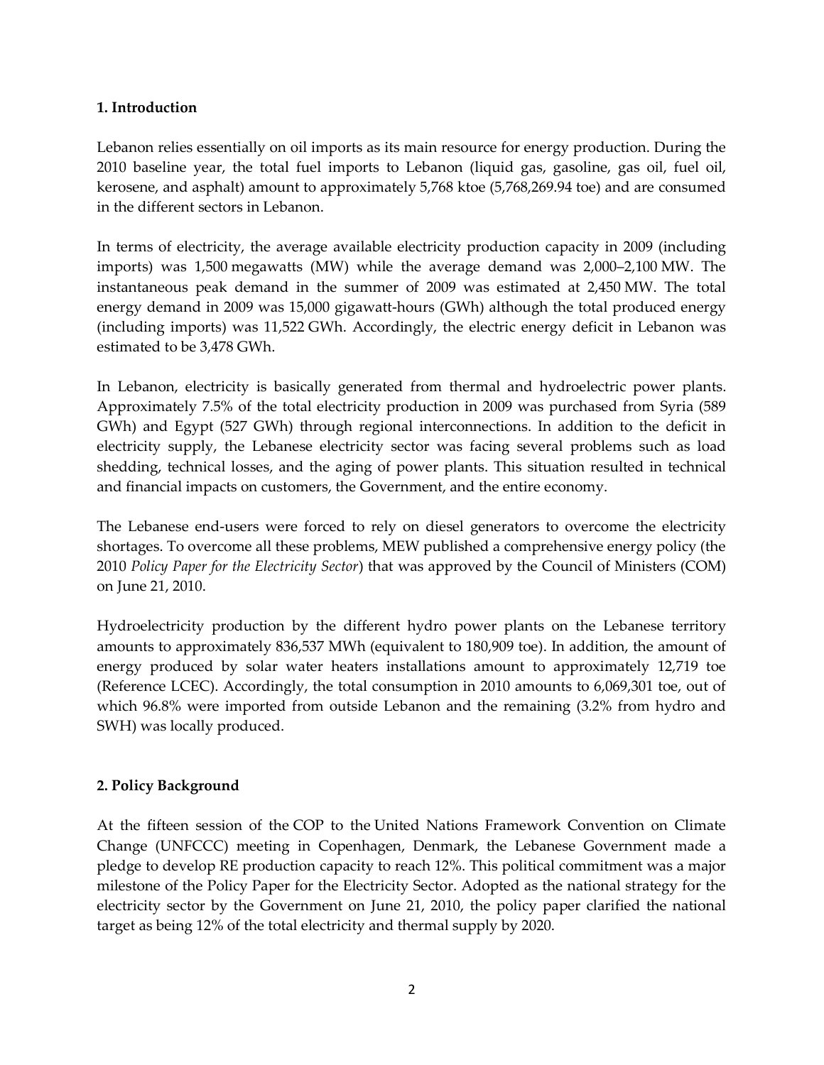## 1. Introduction

Lebanon relies essentially on oil imports as its main resource for energy production. During the 2010 baseline year, the total fuel imports to Lebanon (liquid gas, gasoline, gas oil, fuel oil, kerosene, and asphalt) amount to approximately 5,768 ktoe (5,768,269.94 toe) and are consumed in the different sectors in Lebanon.

In terms of electricity, the average available electricity production capacity in 2009 (including imports) was 1,500 megawatts (MW) while the average demand was 2,000–2,100 MW. The instantaneous peak demand in the summer of 2009 was estimated at 2,450 MW. The total energy demand in 2009 was 15,000 gigawatt-hours (GWh) although the total produced energy (including imports) was 11,522 GWh. Accordingly, the electric energy deficit in Lebanon was estimated to be 3,478 GWh.

In Lebanon, electricity is basically generated from thermal and hydroelectric power plants. Approximately 7.5% of the total electricity production in 2009 was purchased from Syria (589 GWh) and Egypt (527 GWh) through regional interconnections. In addition to the deficit in electricity supply, the Lebanese electricity sector was facing several problems such as load shedding, technical losses, and the aging of power plants. This situation resulted in technical and financial impacts on customers, the Government, and the entire economy.

The Lebanese end-users were forced to rely on diesel generators to overcome the electricity shortages. To overcome all these problems, MEW published a comprehensive energy policy (the 2010 *Policy Paper for the Electricity Sector*) that was approved by the Council of Ministers (COM) on June 21, 2010.

Hydroelectricity production by the different hydro power plants on the Lebanese territory amounts to approximately 836,537 MWh (equivalent to 180,909 toe). In addition, the amount of energy produced by solar water heaters installations amount to approximately 12,719 toe (Reference LCEC). Accordingly, the total consumption in 2010 amounts to 6,069,301 toe, out of which 96.8% were imported from outside Lebanon and the remaining (3.2% from hydro and SWH) was locally produced.

## 2. Policy Background

At the fifteen session of the COP to the United Nations Framework Convention on Climate Change (UNFCCC) meeting in Copenhagen, Denmark, the Lebanese Government made a pledge to develop RE production capacity to reach 12%. This political commitment was a major milestone of the Policy Paper for the Electricity Sector. Adopted as the national strategy for the electricity sector by the Government on June 21, 2010, the policy paper clarified the national target as being 12% of the total electricity and thermal supply by 2020.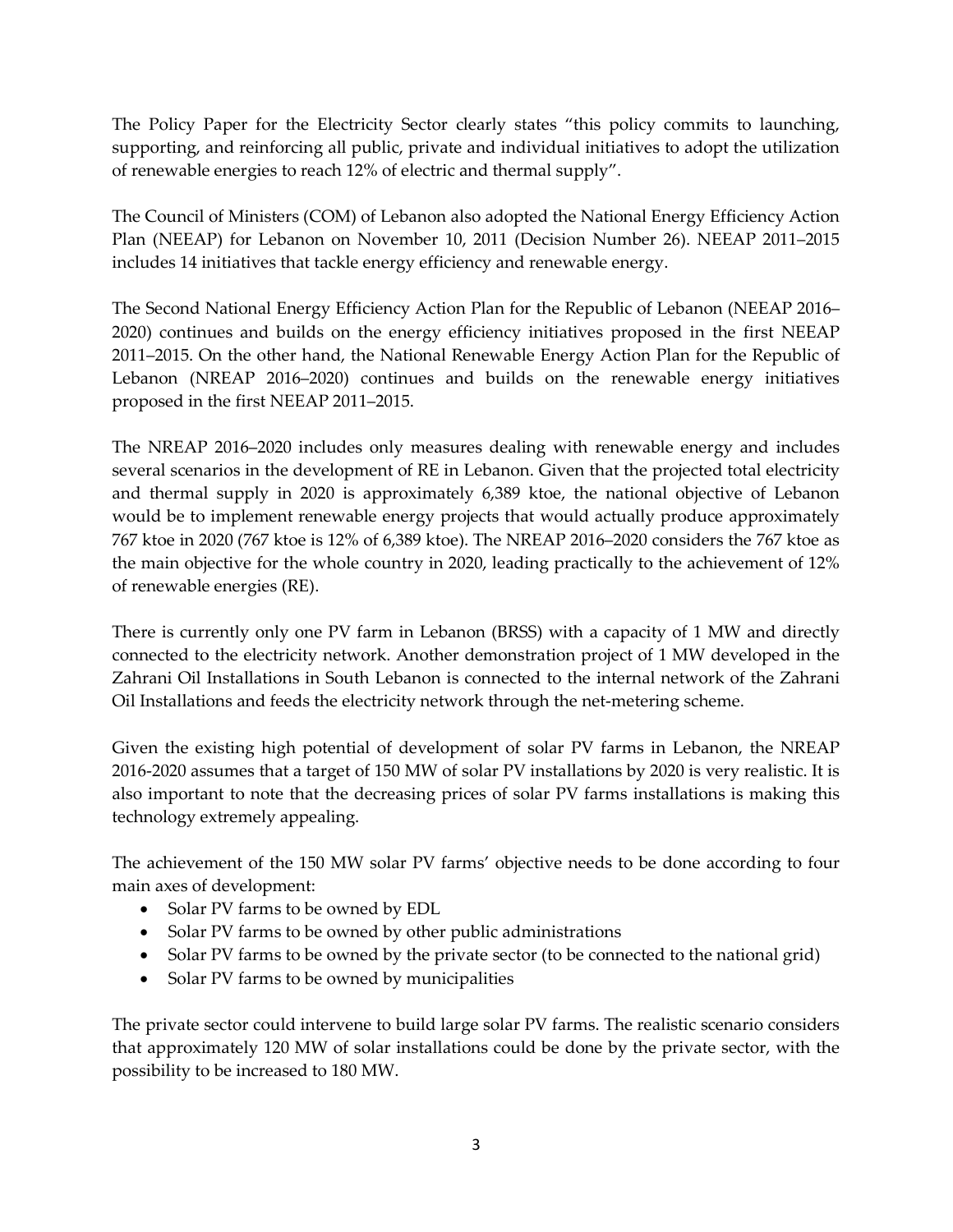The Policy Paper for the Electricity Sector clearly states "this policy commits to launching, supporting, and reinforcing all public, private and individual initiatives to adopt the utilization of renewable energies to reach 12% of electric and thermal supply".

The Council of Ministers (COM) of Lebanon also adopted the National Energy Efficiency Action Plan (NEEAP) for Lebanon on November 10, 2011 (Decision Number 26). NEEAP 2011–2015 includes 14 initiatives that tackle energy efficiency and renewable energy.

The Second National Energy Efficiency Action Plan for the Republic of Lebanon (NEEAP 2016–2020) continues and builds on the energy efficiency initiatives proposed in the first NEEAP 2011–2015. On the other hand, the National Renewable Energy Action Plan for the Republic of Lebanon (NREAP 2016–2020) continues and builds on the renewable energy initiatives proposed in the first NEEAP 2011–2015.

The NREAP 2016–2020 includes only measures dealing with renewable energy and includes several scenarios in the development of RE in Lebanon. Given that the projected total electricity and thermal supply in 2020 is approximately 6,389 ktoe, the national objective of Lebanon would be to implement renewable energy projects that would actually produce approximately 767 ktoe in 2020 (767 ktoe is 12% of 6,389 ktoe). The NREAP 2016–2020 considers the 767 ktoe as the main objective for the whole country in 2020, leading practically to the achievement of 12% of renewable energies (RE).

There is currently only one PV farm in Lebanon (BRSS) with a capacity of 1 MW and directly connected to the electricity network. Another demonstration project of 1 MW developed in the Zahrani Oil Installations in South Lebanon is connected to the internal network of the Zahrani Oil Installations and feeds the electricity network through the net-metering scheme.

Given the existing high potential of development of solar PV farms in Lebanon, the NREAP 2016-2020 assumes that a target of 150 MW of solar PV installations by 2020 is very realistic. It is also important to note that the decreasing prices of solar PV farms installations is making this technology extremely appealing.

The achievement of the 150 MW solar PV farms' objective needs to be done according to four main axes of development:

- Solar PV farms to be owned by EDL
- Solar PV farms to be owned by other public administrations
- Solar PV farms to be owned by the private sector (to be connected to the national grid)
- Solar PV farms to be owned by municipalities

The private sector could intervene to build large solar PV farms. The realistic scenario considers that approximately 120 MW of solar installations could be done by the private sector, with the possibility to be increased to 180 MW.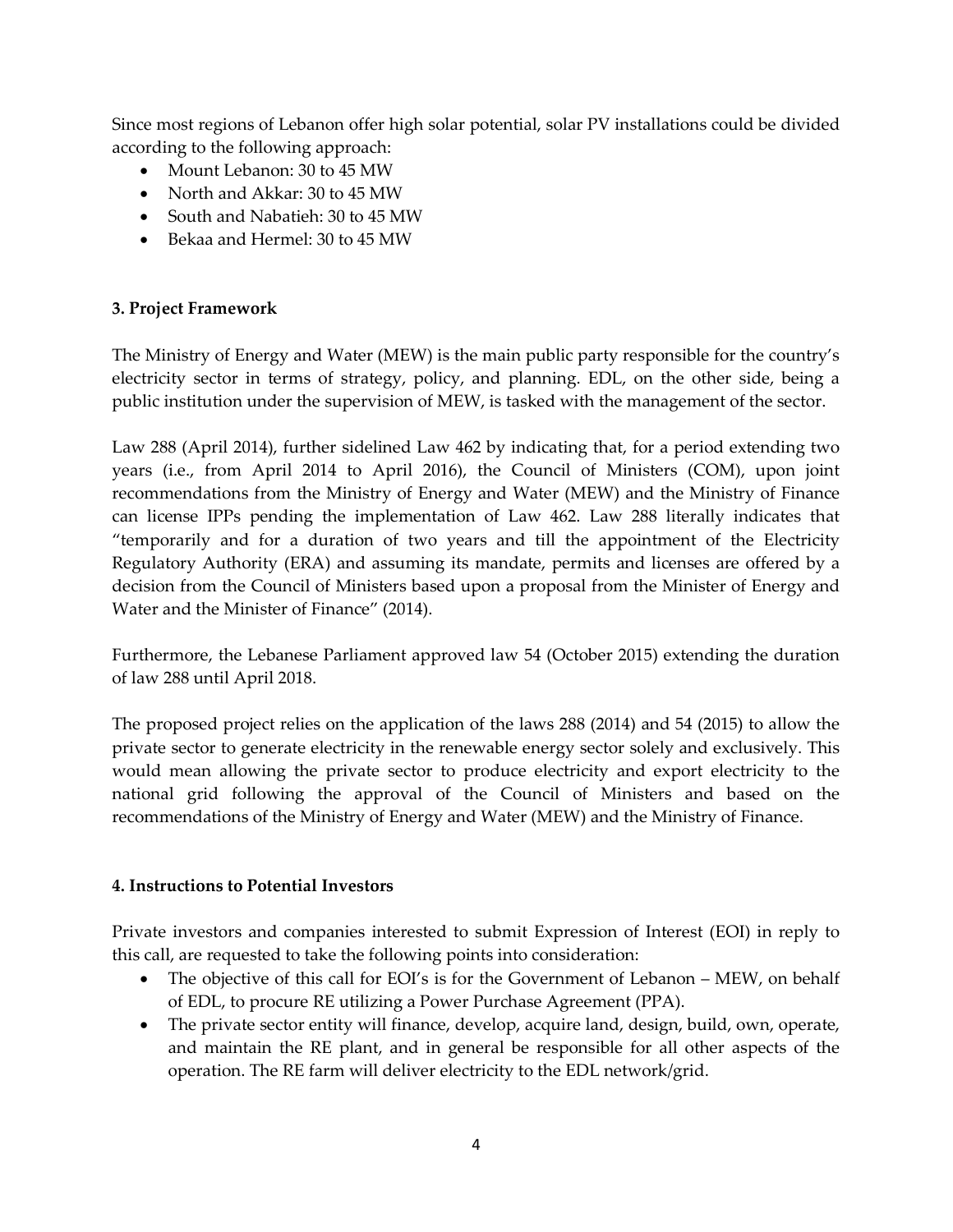Since most regions of Lebanon offer high solar potential, solar PV installations could be divided according to the following approach:

- Mount Lebanon: 30 to 45 MW
- North and Akkar: 30 to 45 MW
- South and Nabatieh: 30 to 45 MW
- Bekaa and Hermel: 30 to 45 MW

**3. Project Framework**

The Ministry of Energy and Water (MEW) is the main public party responsible for the country's electricity sector in terms of strategy, policy, and planning. EDL, on the other side, being a public institution under the supervision of MEW, is tasked with the management of the sector.

Law 288 (April 2014), further sidelined Law 462 by indicating that, for a period extending two years (i.e., from April 2014 to April 2016), the Council of Ministers (COM), upon joint recommendations from the Ministry of Energy and Water (MEW) and the Ministry of Finance can license IPPs pending the implementation of Law 462. Law 288 literally indicates that "temporarily and for a duration of two years and till the appointment of the Electricity Regulatory Authority (ERA) and assuming its mandate, permits and licenses are offered by a decision from the Council of Ministers based upon a proposal from the Minister of Energy and Water and the Minister of Finance" (2014).

Furthermore, the Lebanese Parliament approved law 54 (October 2015) extending the duration of law 288 until April 2018.

The proposed project relies on the application of the laws 288 (2014) and 54 (2015) to allow the private sector to generate electricity in the renewable energy sector solely and exclusively. This would mean allowing the private sector to produce electricity and export electricity to the national grid following the approval of the Council of Ministers and based on the recommendations of the Ministry of Energy and Water (MEW) and the Ministry of Finance.

**4. Instructions to Potential Investors**

Private investors and companies interested to submit Expression of Interest (EOI) in reply to this call, are requested to take the following points into consideration:

- The objective of this call for EOI's is for the Government of Lebanon – MEW, on behalf of EDL, to procure RE utilizing a Power Purchase Agreement (PPA).
- The private sector entity will finance, develop, acquire land, design, build, own, operate, and maintain the RE plant, and in general be responsible for all other aspects of the operation. The RE farm will deliver electricity to the EDL network/grid.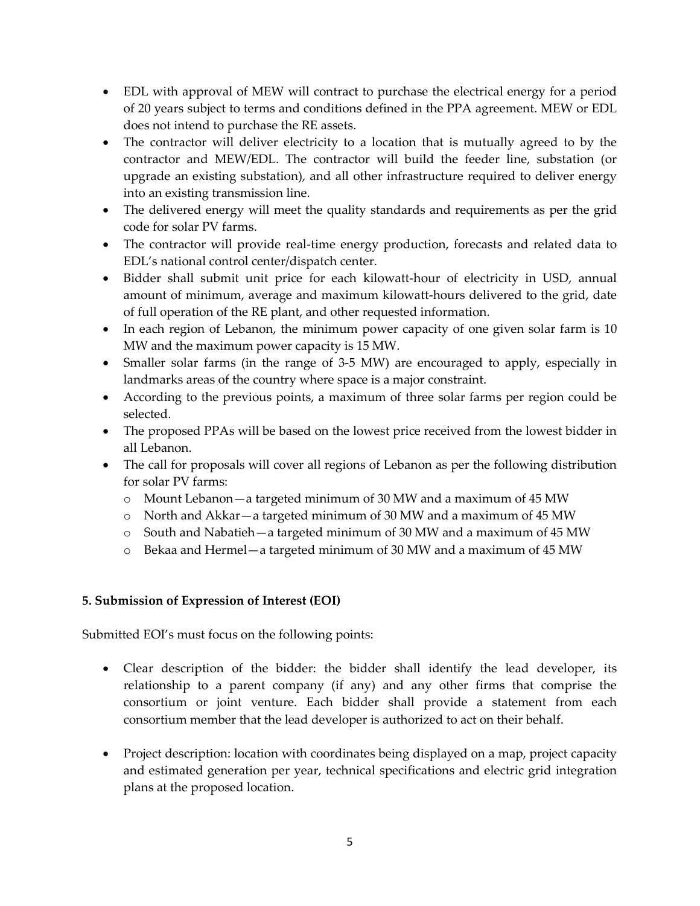- EDL with approval of MEW will contract to purchase the electrical energy for a period of 20 years subject to terms and conditions defined in the PPA agreement. MEW or EDL does not intend to purchase the RE assets.
- The contractor will deliver electricity to a location that is mutually agreed to by the contractor and MEW/EDL. The contractor will build the feeder line, substation (or upgrade an existing substation), and all other infrastructure required to deliver energy into an existing transmission line.
- The delivered energy will meet the quality standards and requirements as per the grid code for solar PV farms.
- The contractor will provide real-time energy production, forecasts and related data to EDL's national control center/dispatch center.
- Bidder shall submit unit price for each kilowatt-hour of electricity in USD, annual amount of minimum, average and maximum kilowatt-hours delivered to the grid, date of full operation of the RE plant, and other requested information.
- In each region of Lebanon, the minimum power capacity of one given solar farm is 10 MW and the maximum power capacity is 15 MW.
- Smaller solar farms (in the range of 3-5 MW) are encouraged to apply, especially in landmarks areas of the country where space is a major constraint.
- According to the previous points, a maximum of three solar farms per region could be selected.
- The proposed PPAs will be based on the lowest price received from the lowest bidder in all Lebanon.
- The call for proposals will cover all regions of Lebanon as per the following distribution for solar PV farms:
  - Mount Lebanon—a targeted minimum of 30 MW and a maximum of 45 MW
  - North and Akkar—a targeted minimum of 30 MW and a maximum of 45 MW
  - South and Nabatieh—a targeted minimum of 30 MW and a maximum of 45 MW
  - Bekaa and Hermel—a targeted minimum of 30 MW and a maximum of 45 MW

**5. Submission of Expression of Interest (EOI)**

Submitted EOI's must focus on the following points:

- Clear description of the bidder: the bidder shall identify the lead developer, its relationship to a parent company (if any) and any other firms that comprise the consortium or joint venture. Each bidder shall provide a statement from each consortium member that the lead developer is authorized to act on their behalf.

- Project description: location with coordinates being displayed on a map, project capacity and estimated generation per year, technical specifications and electric grid integration plans at the proposed location.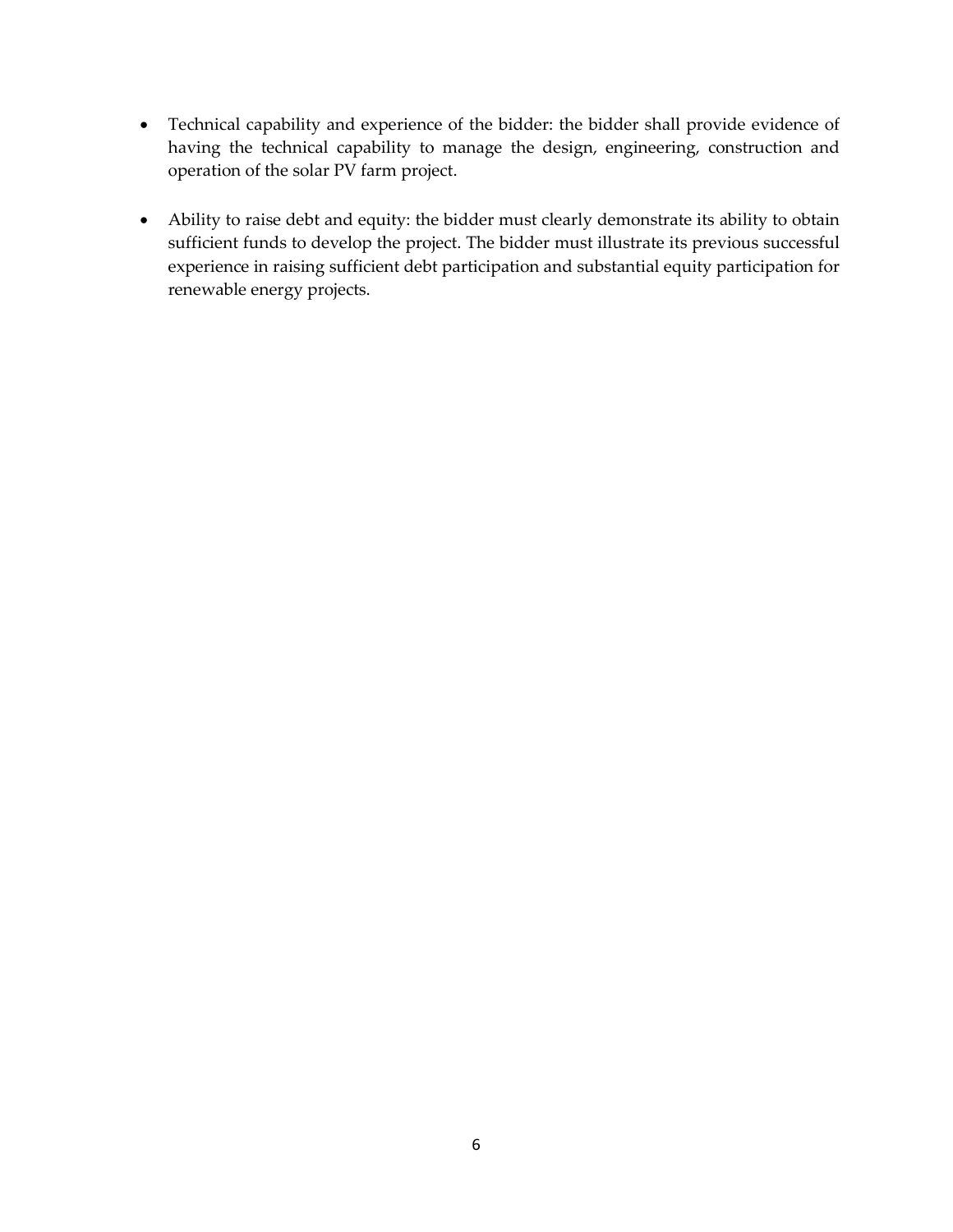- Technical capability and experience of the bidder: the bidder shall provide evidence of having the technical capability to manage the design, engineering, construction and operation of the solar PV farm project.

- Ability to raise debt and equity: the bidder must clearly demonstrate its ability to obtain sufficient funds to develop the project. The bidder must illustrate its previous successful experience in raising sufficient debt participation and substantial equity participation for renewable energy projects.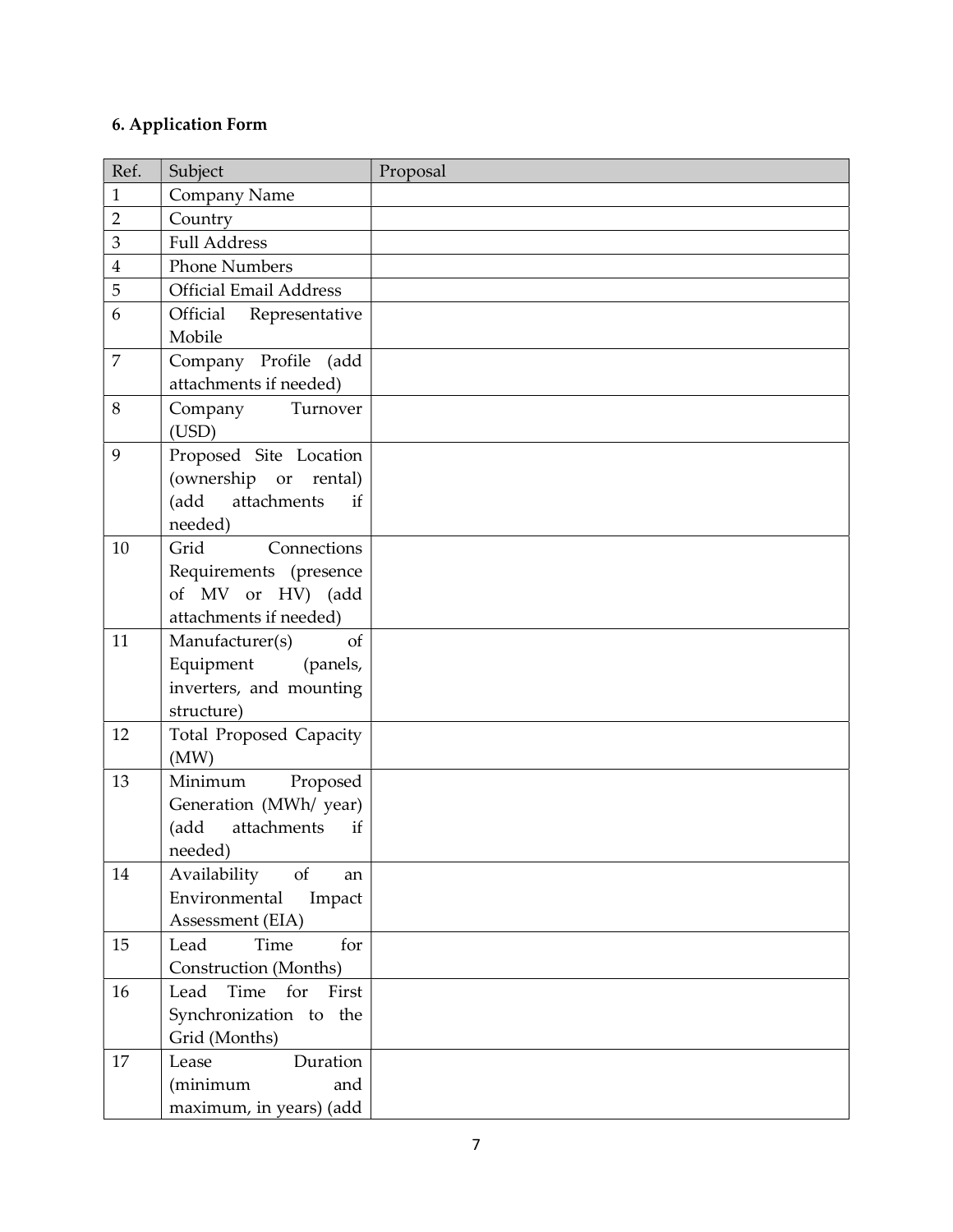### 6. Application Form

| Ref. | Subject | Proposal |
|---|---|---|
| 1 | Company Name | |
| 2 | Country | |
| 3 | Full Address | |
| 4 | Phone Numbers | |
| 5 | Official Email Address | |
| 6 | Official Representative Mobile | |
| 7 | Company Profile (add attachments if needed) | |
| 8 | Company Turnover (USD) | |
| 9 | Proposed Site Location (ownership or rental) (add attachments if needed) | |
| 10 | Grid Connections Requirements (presence of MV or HV) (add attachments if needed) | |
| 11 | Manufacturer(s) of Equipment (panels, inverters, and mounting structure) | |
| 12 | Total Proposed Capacity (MW) | |
| 13 | Minimum Proposed Generation (MWh/ year) (add attachments if needed) | |
| 14 | Availability of an Environmental Impact Assessment (EIA) | |
| 15 | Lead Time for Construction (Months) | |
| 16 | Lead Time for First Synchronization to the Grid (Months) | |
| 17 | Lease Duration (minimum and maximum, in years) (add | |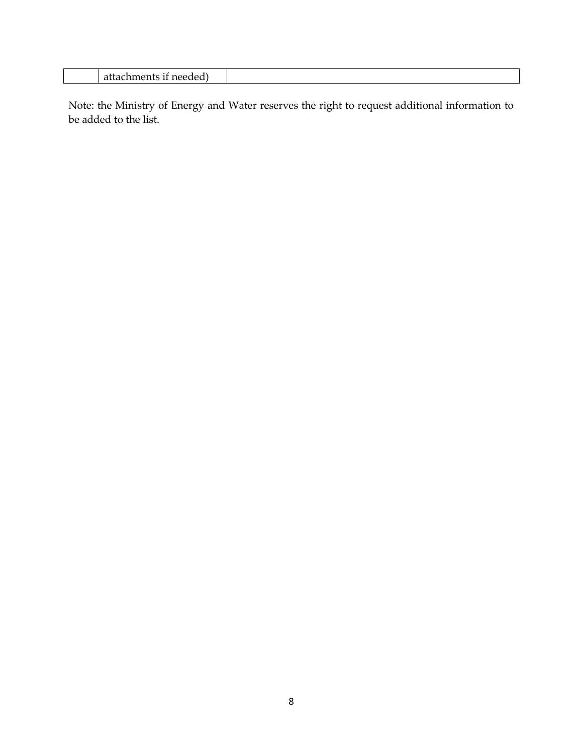| | | |
|---|---|---|
| | attachments if needed) | |

Note: the Ministry of Energy and Water reserves the right to request additional information to be added to the list.